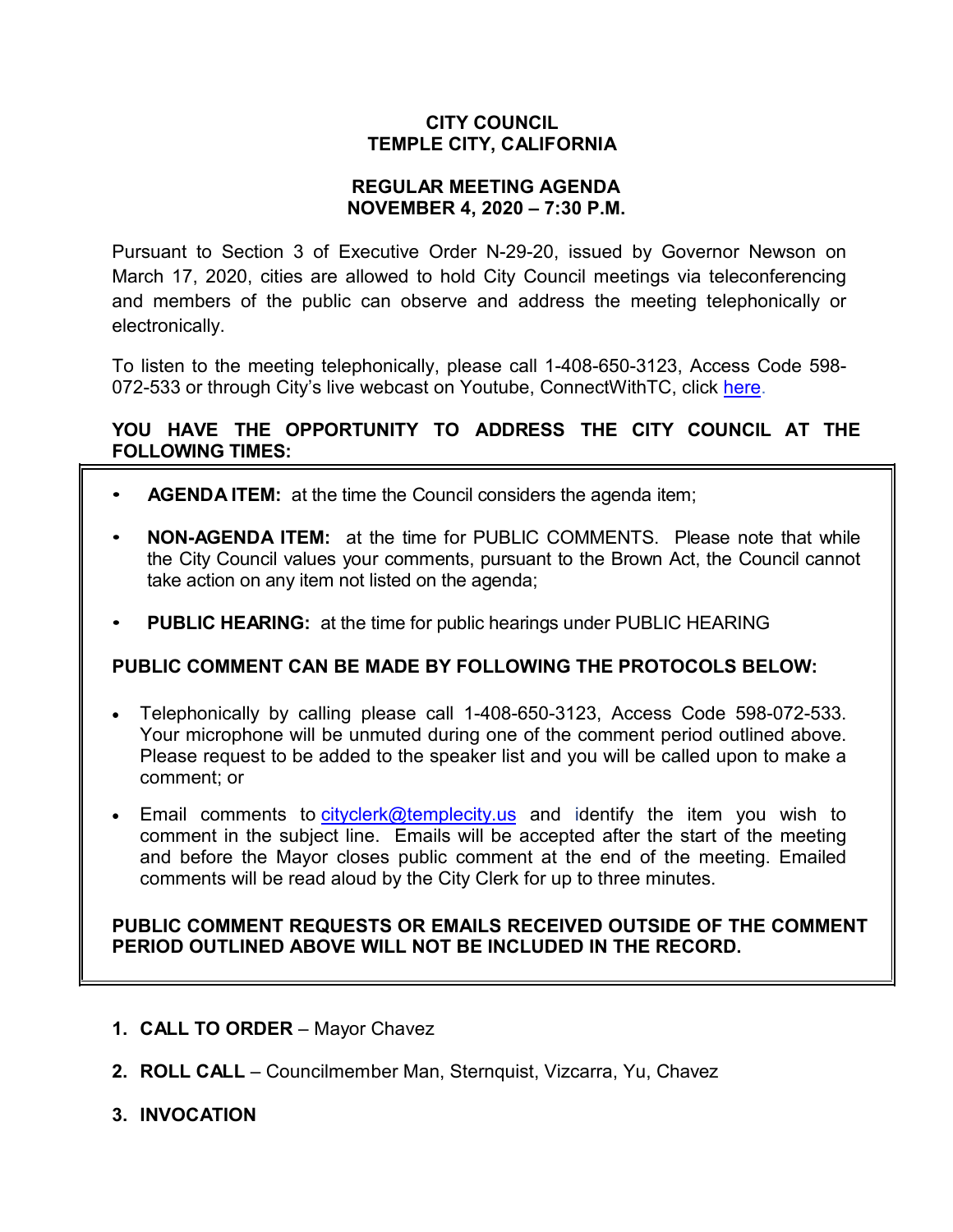**CITY COUNCIL**
**TEMPLE CITY, CALIFORNIA**

**REGULAR MEETING AGENDA**
**NOVEMBER 4, 2020 – 7:30 P.M.**

Pursuant to Section 3 of Executive Order N-29-20, issued by Governor Newson on March 17, 2020, cities are allowed to hold City Council meetings via teleconferencing and members of the public can observe and address the meeting telephonically or electronically.

To listen to the meeting telephonically, please call 1-408-650-3123, Access Code 598-072-533 or through City's live webcast on Youtube, ConnectWithTC, click here.

**YOU HAVE THE OPPORTUNITY TO ADDRESS THE CITY COUNCIL AT THE FOLLOWING TIMES:**

- **AGENDA ITEM:** at the time the Council considers the agenda item;
- **NON-AGENDA ITEM:** at the time for PUBLIC COMMENTS. Please note that while the City Council values your comments, pursuant to the Brown Act, the Council cannot take action on any item not listed on the agenda;
- **PUBLIC HEARING:** at the time for public hearings under PUBLIC HEARING

**PUBLIC COMMENT CAN BE MADE BY FOLLOWING THE PROTOCOLS BELOW:**

- Telephonically by calling please call 1-408-650-3123, Access Code 598-072-533. Your microphone will be unmuted during one of the comment period outlined above. Please request to be added to the speaker list and you will be called upon to make a comment; or
- Email comments to cityclerk@templecity.us and identify the item you wish to comment in the subject line. Emails will be accepted after the start of the meeting and before the Mayor closes public comment at the end of the meeting. Emailed comments will be read aloud by the City Clerk for up to three minutes.

**PUBLIC COMMENT REQUESTS OR EMAILS RECEIVED OUTSIDE OF THE COMMENT PERIOD OUTLINED ABOVE WILL NOT BE INCLUDED IN THE RECORD.**

1. **CALL TO ORDER** – Mayor Chavez
2. **ROLL CALL** – Councilmember Man, Sternquist, Vizcarra, Yu, Chavez
3. **INVOCATION**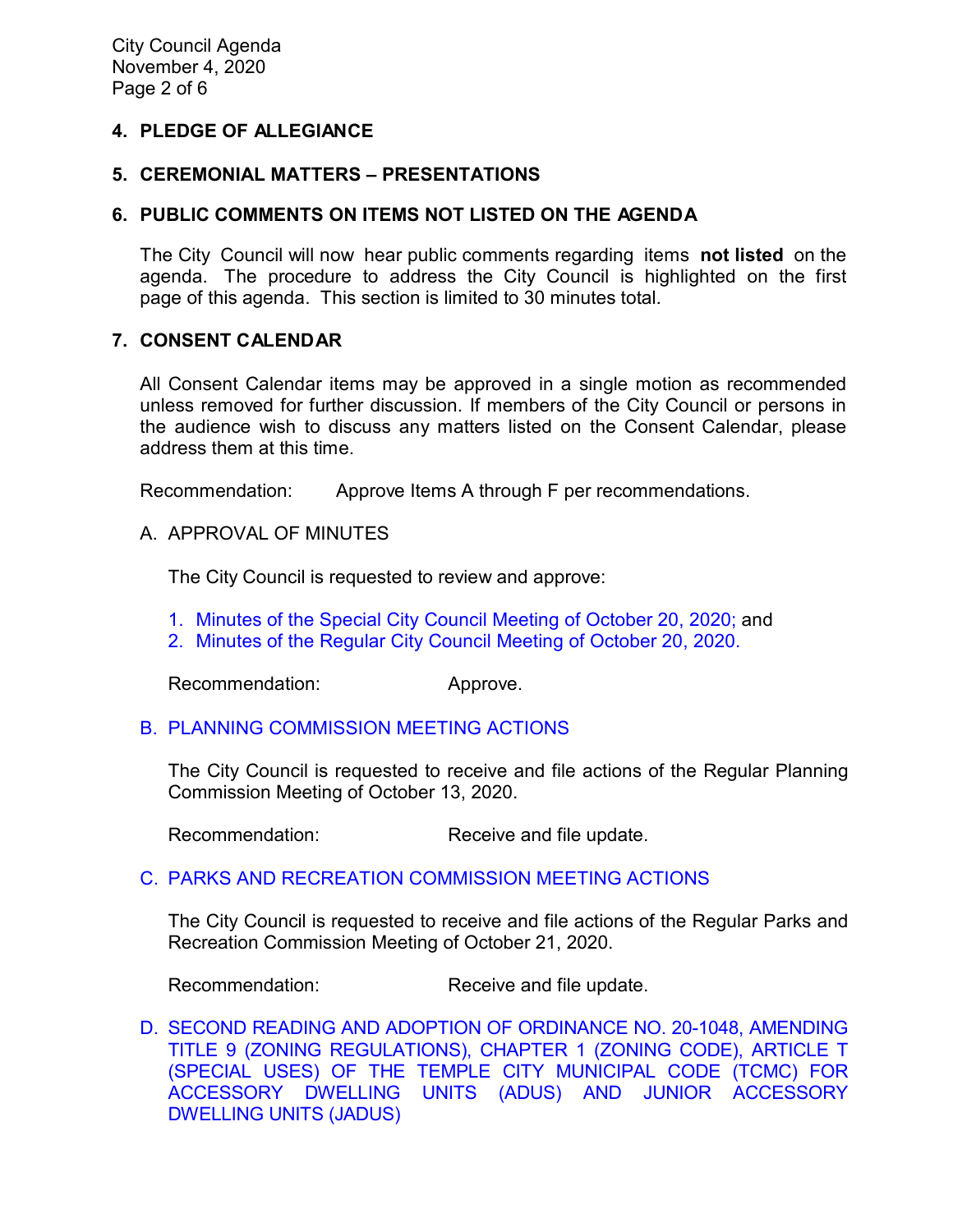## 4. PLEDGE OF ALLEGIANCE

## 5. CEREMONIAL MATTERS – PRESENTATIONS

## 6. PUBLIC COMMENTS ON ITEMS NOT LISTED ON THE AGENDA

The City Council will now hear public comments regarding items **not listed** on the agenda. The procedure to address the City Council is highlighted on the first page of this agenda. This section is limited to 30 minutes total.

## 7. CONSENT CALENDAR

All Consent Calendar items may be approved in a single motion as recommended unless removed for further discussion. If members of the City Council or persons in the audience wish to discuss any matters listed on the Consent Calendar, please address them at this time.

Recommendation: Approve Items A through F per recommendations.

A. APPROVAL OF MINUTES

The City Council is requested to review and approve:

1. Minutes of the Special City Council Meeting of October 20, 2020; and
2. Minutes of the Regular City Council Meeting of October 20, 2020.

Recommendation: Approve.

B. PLANNING COMMISSION MEETING ACTIONS

The City Council is requested to receive and file actions of the Regular Planning Commission Meeting of October 13, 2020.

Recommendation: Receive and file update.

C. PARKS AND RECREATION COMMISSION MEETING ACTIONS

The City Council is requested to receive and file actions of the Regular Parks and Recreation Commission Meeting of October 21, 2020.

Recommendation: Receive and file update.

D. SECOND READING AND ADOPTION OF ORDINANCE NO. 20-1048, AMENDING TITLE 9 (ZONING REGULATIONS), CHAPTER 1 (ZONING CODE), ARTICLE T (SPECIAL USES) OF THE TEMPLE CITY MUNICIPAL CODE (TCMC) FOR ACCESSORY DWELLING UNITS (ADUS) AND JUNIOR ACCESSORY DWELLING UNITS (JADUS)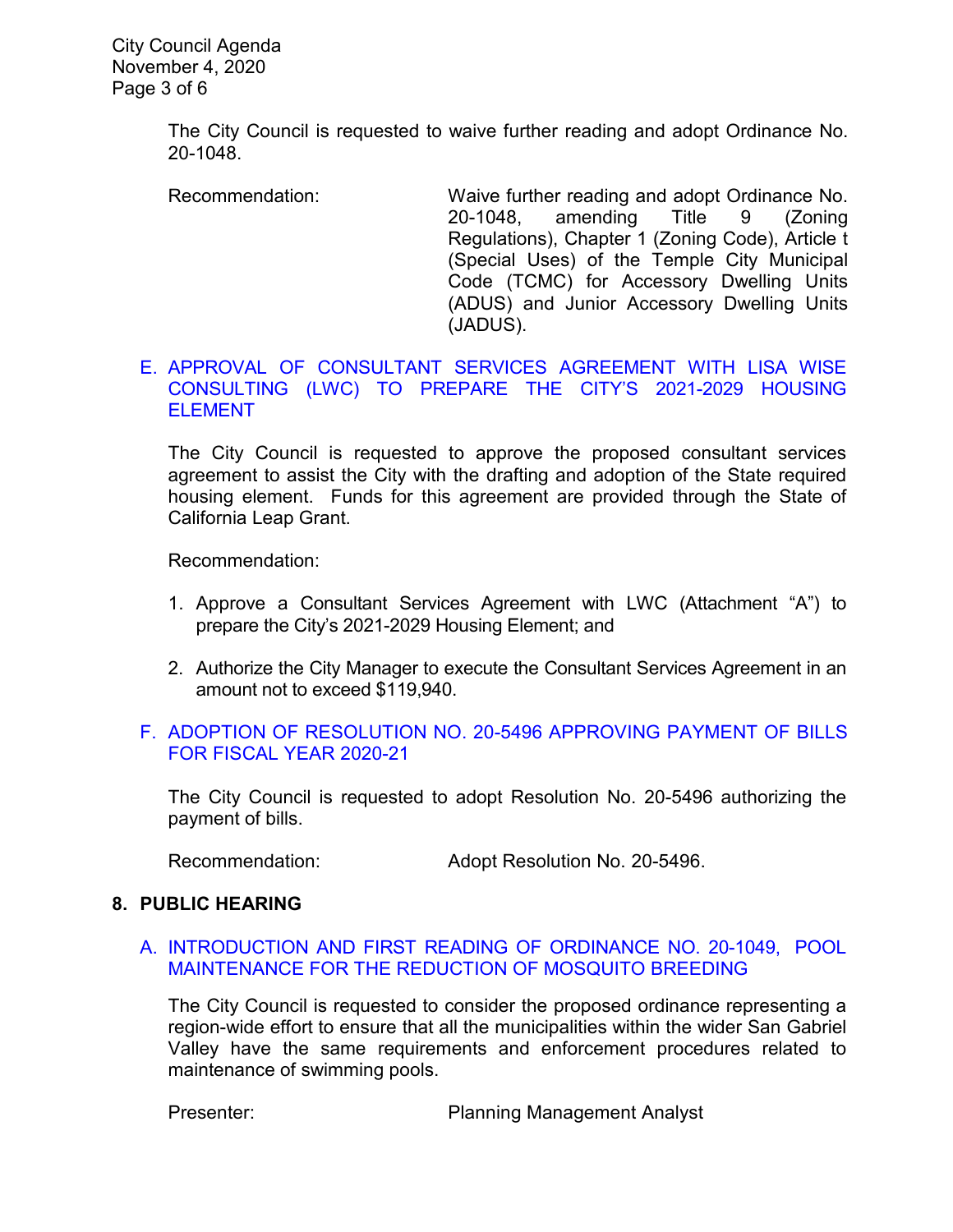The City Council is requested to waive further reading and adopt Ordinance No. 20-1048.

Recommendation: Waive further reading and adopt Ordinance No. 20-1048, amending Title 9 (Zoning Regulations), Chapter 1 (Zoning Code), Article t (Special Uses) of the Temple City Municipal Code (TCMC) for Accessory Dwelling Units (ADUS) and Junior Accessory Dwelling Units (JADUS).

E. APPROVAL OF CONSULTANT SERVICES AGREEMENT WITH LISA WISE CONSULTING (LWC) TO PREPARE THE CITY'S 2021-2029 HOUSING ELEMENT

The City Council is requested to approve the proposed consultant services agreement to assist the City with the drafting and adoption of the State required housing element. Funds for this agreement are provided through the State of California Leap Grant.

Recommendation:

1. Approve a Consultant Services Agreement with LWC (Attachment "A") to prepare the City's 2021-2029 Housing Element; and
2. Authorize the City Manager to execute the Consultant Services Agreement in an amount not to exceed $119,940.

F. ADOPTION OF RESOLUTION NO. 20-5496 APPROVING PAYMENT OF BILLS FOR FISCAL YEAR 2020-21

The City Council is requested to adopt Resolution No. 20-5496 authorizing the payment of bills.

Recommendation: Adopt Resolution No. 20-5496.

## 8. PUBLIC HEARING

A. INTRODUCTION AND FIRST READING OF ORDINANCE NO. 20-1049, POOL MAINTENANCE FOR THE REDUCTION OF MOSQUITO BREEDING

The City Council is requested to consider the proposed ordinance representing a region-wide effort to ensure that all the municipalities within the wider San Gabriel Valley have the same requirements and enforcement procedures related to maintenance of swimming pools.

Presenter: Planning Management Analyst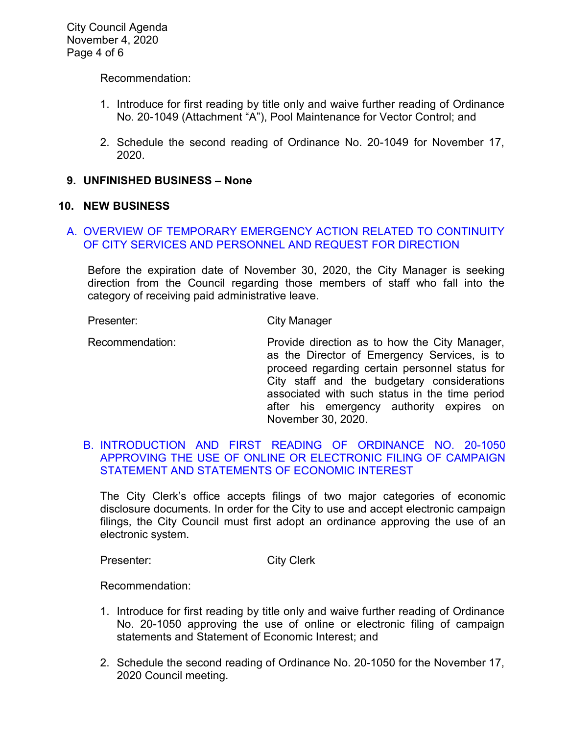Recommendation:

1. Introduce for first reading by title only and waive further reading of Ordinance No. 20-1049 (Attachment “A”), Pool Maintenance for Vector Control; and

2. Schedule the second reading of Ordinance No. 20-1049 for November 17, 2020.

## 9. UNFINISHED BUSINESS – None

## 10. NEW BUSINESS

### A. OVERVIEW OF TEMPORARY EMERGENCY ACTION RELATED TO CONTINUITY OF CITY SERVICES AND PERSONNEL AND REQUEST FOR DIRECTION

Before the expiration date of November 30, 2020, the City Manager is seeking direction from the Council regarding those members of staff who fall into the category of receiving paid administrative leave.

Presenter: City Manager

Recommendation: Provide direction as to how the City Manager, as the Director of Emergency Services, is to proceed regarding certain personnel status for City staff and the budgetary considerations associated with such status in the time period after his emergency authority expires on November 30, 2020.

### B. INTRODUCTION AND FIRST READING OF ORDINANCE NO. 20-1050 APPROVING THE USE OF ONLINE OR ELECTRONIC FILING OF CAMPAIGN STATEMENT AND STATEMENTS OF ECONOMIC INTEREST

The City Clerk’s office accepts filings of two major categories of economic disclosure documents. In order for the City to use and accept electronic campaign filings, the City Council must first adopt an ordinance approving the use of an electronic system.

Presenter: City Clerk

Recommendation:

1. Introduce for first reading by title only and waive further reading of Ordinance No. 20-1050 approving the use of online or electronic filing of campaign statements and Statement of Economic Interest; and

2. Schedule the second reading of Ordinance No. 20-1050 for the November 17, 2020 Council meeting.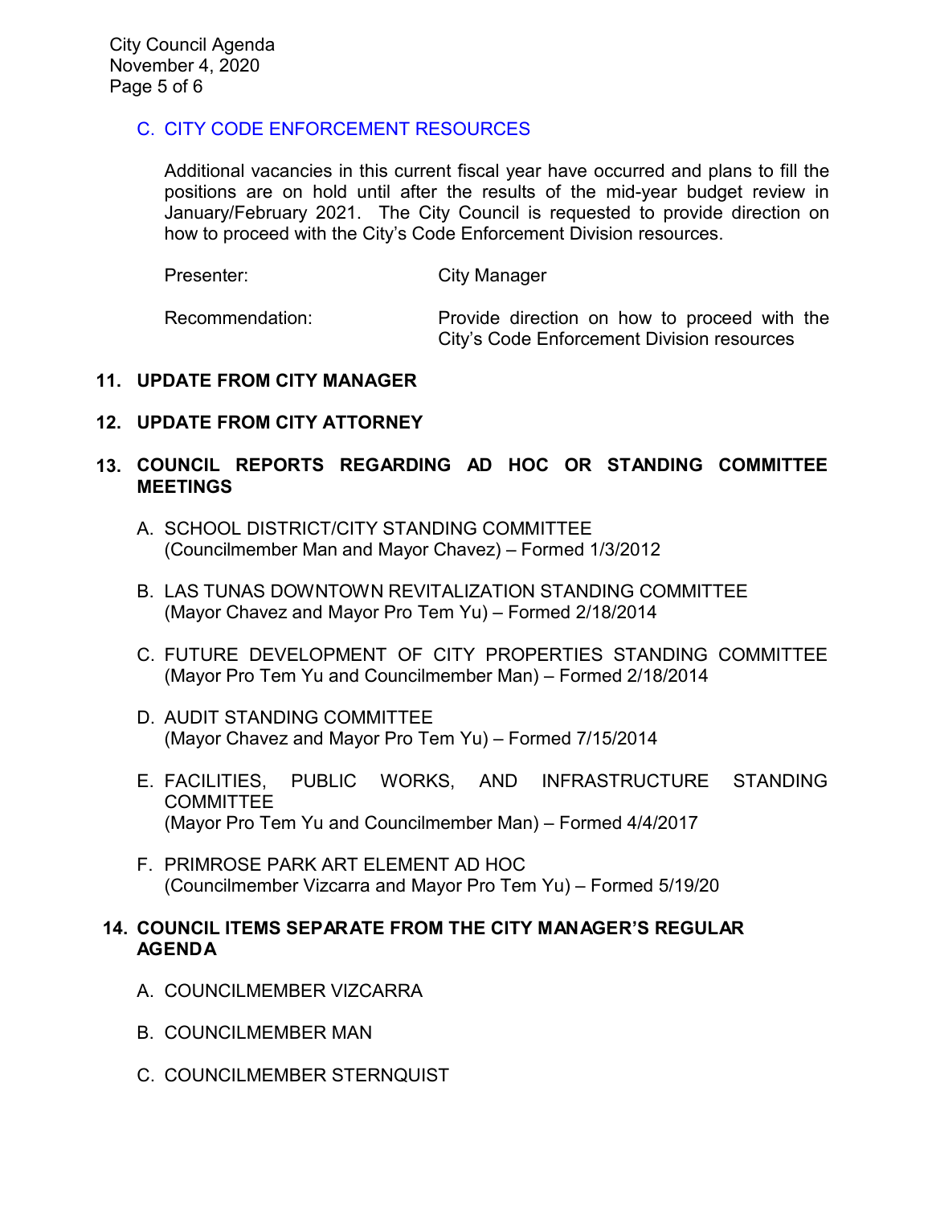C. CITY CODE ENFORCEMENT RESOURCES

Additional vacancies in this current fiscal year have occurred and plans to fill the positions are on hold until after the results of the mid-year budget review in January/February 2021. The City Council is requested to provide direction on how to proceed with the City's Code Enforcement Division resources.

Presenter: City Manager

Recommendation: Provide direction on how to proceed with the City's Code Enforcement Division resources

## 11. UPDATE FROM CITY MANAGER

## 12. UPDATE FROM CITY ATTORNEY

## 13. COUNCIL REPORTS REGARDING AD HOC OR STANDING COMMITTEE MEETINGS

A. SCHOOL DISTRICT/CITY STANDING COMMITTEE
(Councilmember Man and Mayor Chavez) – Formed 1/3/2012

B. LAS TUNAS DOWNTOWN REVITALIZATION STANDING COMMITTEE
(Mayor Chavez and Mayor Pro Tem Yu) – Formed 2/18/2014

C. FUTURE DEVELOPMENT OF CITY PROPERTIES STANDING COMMITTEE
(Mayor Pro Tem Yu and Councilmember Man) – Formed 2/18/2014

D. AUDIT STANDING COMMITTEE
(Mayor Chavez and Mayor Pro Tem Yu) – Formed 7/15/2014

E. FACILITIES, PUBLIC WORKS, AND INFRASTRUCTURE STANDING COMMITTEE
(Mayor Pro Tem Yu and Councilmember Man) – Formed 4/4/2017

F. PRIMROSE PARK ART ELEMENT AD HOC
(Councilmember Vizcarra and Mayor Pro Tem Yu) – Formed 5/19/20

## 14. COUNCIL ITEMS SEPARATE FROM THE CITY MANAGER'S REGULAR AGENDA

A. COUNCILMEMBER VIZCARRA

B. COUNCILMEMBER MAN

C. COUNCILMEMBER STERNQUIST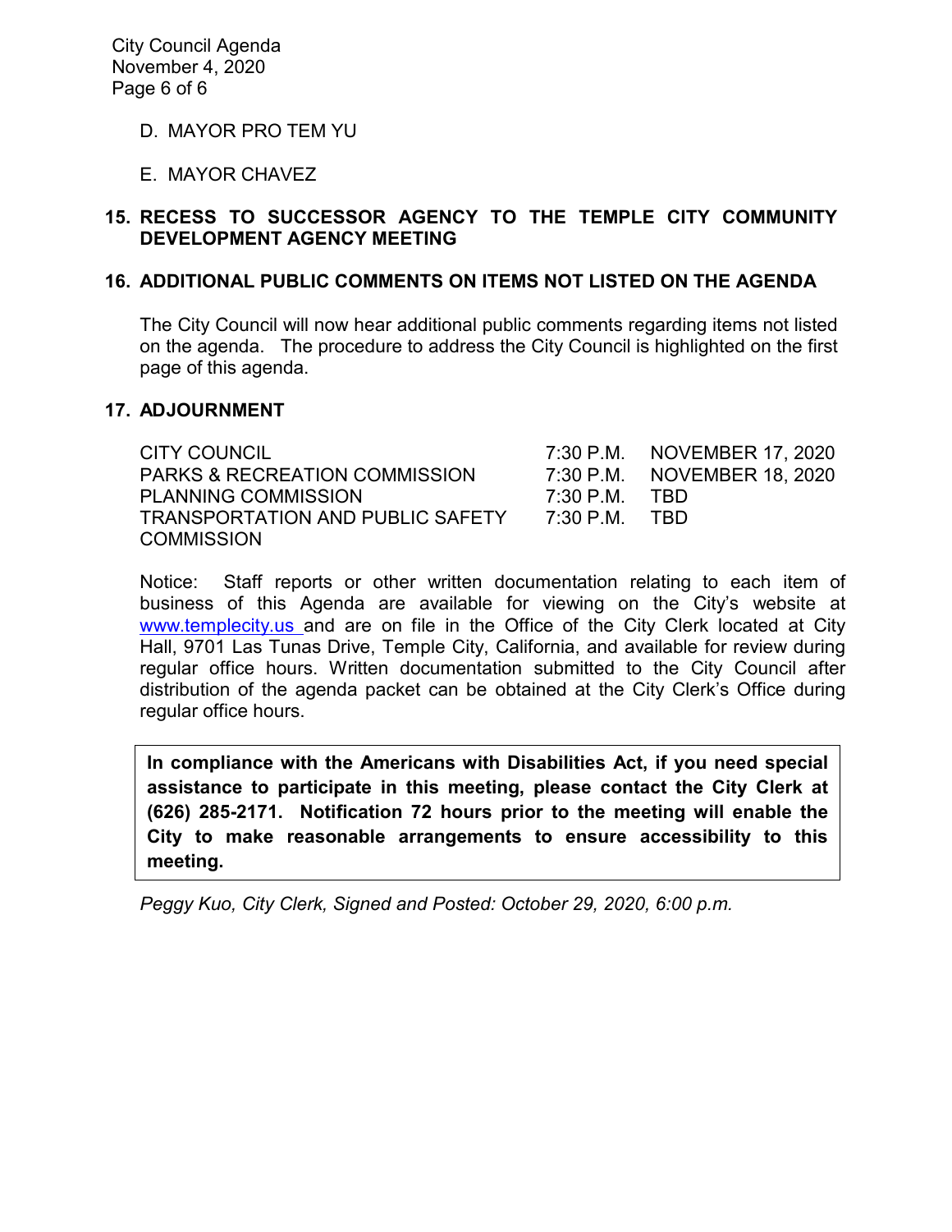D. MAYOR PRO TEM YU

E. MAYOR CHAVEZ

## 15. RECESS TO SUCCESSOR AGENCY TO THE TEMPLE CITY COMMUNITY DEVELOPMENT AGENCY MEETING

## 16. ADDITIONAL PUBLIC COMMENTS ON ITEMS NOT LISTED ON THE AGENDA

The City Council will now hear additional public comments regarding items not listed on the agenda. The procedure to address the City Council is highlighted on the first page of this agenda.

## 17. ADJOURNMENT

| | | |
|---|---|---|
| CITY COUNCIL | 7:30 P.M. | NOVEMBER 17, 2020 |
| PARKS & RECREATION COMMISSION | 7:30 P.M. | NOVEMBER 18, 2020 |
| PLANNING COMMISSION | 7:30 P.M. | TBD |
| TRANSPORTATION AND PUBLIC SAFETY COMMISSION | 7:30 P.M. | TBD |

Notice: Staff reports or other written documentation relating to each item of business of this Agenda are available for viewing on the City's website at www.templecity.us and are on file in the Office of the City Clerk located at City Hall, 9701 Las Tunas Drive, Temple City, California, and available for review during regular office hours. Written documentation submitted to the City Council after distribution of the agenda packet can be obtained at the City Clerk's Office during regular office hours.

**In compliance with the Americans with Disabilities Act, if you need special assistance to participate in this meeting, please contact the City Clerk at (626) 285-2171. Notification 72 hours prior to the meeting will enable the City to make reasonable arrangements to ensure accessibility to this meeting.**

*Peggy Kuo, City Clerk, Signed and Posted: October 29, 2020, 6:00 p.m.*